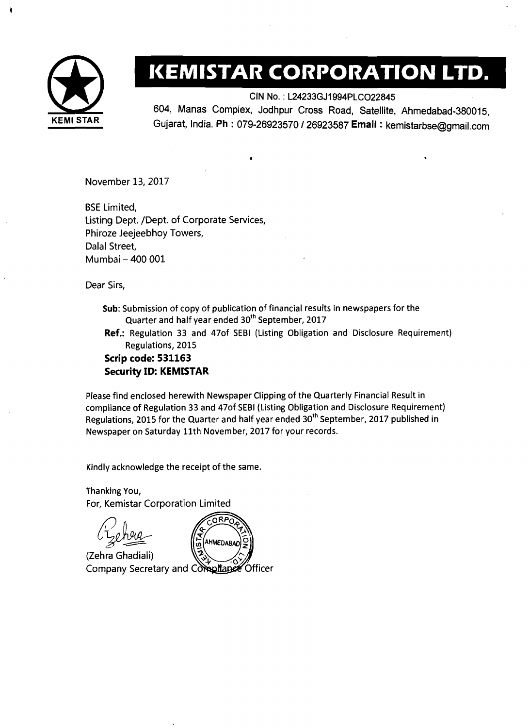# KEMISTAR CORPORATION LTD.

KEMI STAR

CIN No. : L24233GJ1994PLCO22845

604, Manas Complex, Jodhpur Cross Road, Satellite, Ahmedabad-380015, Gujarat, India. **Ph :** 079-26923570 / 26923587 **Email :** kemistarbse@gmail.com

November 13, 2017

BSE Limited,
Listing Dept. /Dept. of Corporate Services,
Phiroze Jeejeebhoy Towers,
Dalal Street,
Mumbai – 400 001

Dear Sirs,

**Sub:** Submission of copy of publication of financial results in newspapers for the Quarter and half year ended 30th September, 2017

**Ref.:** Regulation 33 and 47of SEBI (Listing Obligation and Disclosure Requirement) Regulations, 2015

**Scrip code: 531163**

**Security ID: KEMISTAR**

Please find enclosed herewith Newspaper Clipping of the Quarterly Financial Result in compliance of Regulation 33 and 47of SEBI (Listing Obligation and Disclosure Requirement) Regulations, 2015 for the Quarter and half year ended 30th September, 2017 published in Newspaper on Saturday 11th November, 2017 for your records.

Kindly acknowledge the receipt of the same.

Thanking You,
For, Kemistar Corporation Limited

(Zehra Ghadiali)
Company Secretary and Compliance Officer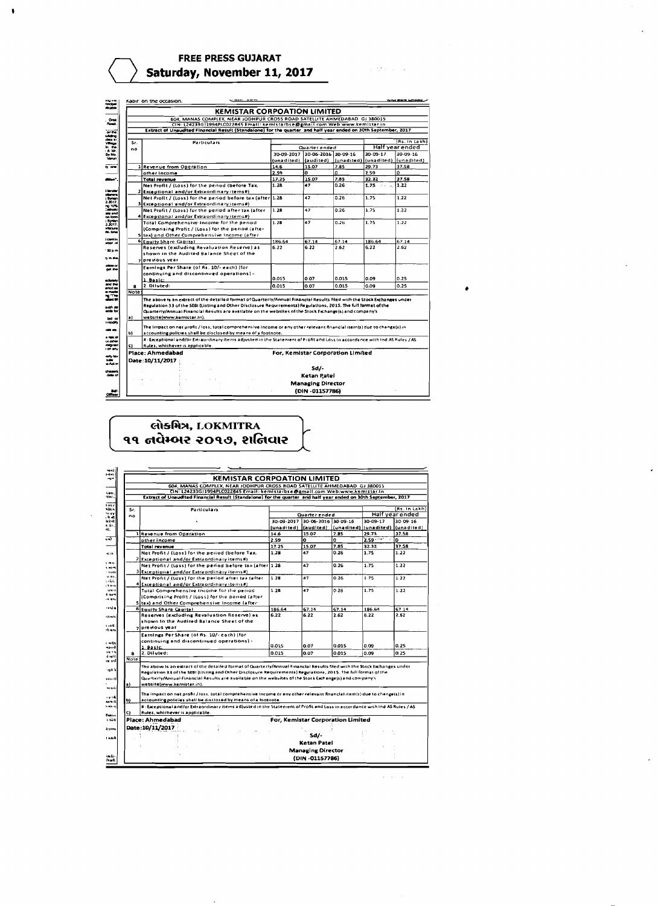## FREE PRESS GUJARAT
## Saturday, November 11, 2017

### KEMISTAR CORPOATION LIMITED

604, MANAS COMPLEX, NEAR JODHPUR CROSS ROAD SATELLITE AHMEDABAD GJ 380015

CIN: L24233GJ1994PLC022845 Email: kemistarbse@gmail.com Web:www.kemistar.in

**Extract of Unaudited Financial Result (Standalone) for the quarter and half year ended on 30th September, 2017**

| Sr. no | Particulars | Quarter ended | | | Half year ended (Rs. In Lakh) | |
|---|---|---|---|---|---|---|
| | | 30-09-2017 (unadited) | 30-06-2016 (audited) | 30-09-16 (unadited) | 30-09-17 (unadited) | 30-09-16 (unadited) |
| 1 | Revenue from Operation | 14.6 | 15.07 | 7.85 | 29.73 | 37.58 |
| | other Income | 2.59 | 0 | 0 | 2.59 | 0 |
| | Total revenue | 17.25 | 15.07 | 7.85 | 32.32 | 37.58 |
| 2 | Net Profit / (Loss) for the period (before Tax, Exceptional and/or Extraordinary items#) | 1.28 | 47 | 0.26 | 1.75 | 1.22 |
| 3 | Net Profit / (Loss) for the period before tax (after Exceptional and/or Extraordinary items#) | 1.28 | 47 | 0.26 | 1.75 | 1.22 |
| 4 | Net Profit / (Loss) for the period after tax (after Exceptional and/or Extraordinary items#) | 1.28 | 47 | 0.26 | 1.75 | 1.22 |
| 5 | Total Comprehensive Income for the period (Comprising Profit / (Loss) for the period (after tax) and Other Comprehensive Income (after | 1.28 | 47 | 0.26 | 1.75 | 1.22 |
| 6 | Equity Share Capital | 186.64 | 67.14 | 67.14 | 186.64 | 67.14 |
| 7 | Reserves (excluding Revaluation Reserve) as shown in the Audited Balance Sheet of the previous year | 6.22 | 6.22 | 2.62 | 6.22 | 2.62 |
| 8 | Earnings Per Share (of Rs. 10/- each) (for continuing and discontinued operations) - 1. Basic: | 0.015 | 0.07 | 0.015 | 0.09 | 0.25 |
| | 2. Diluted: | 0.015 | 0.07 | 0.015 | 0.09 | 0.25 |

Note:

a) The above is an extract of the detailed format of Quarterly/Annual Financial Results filed with the Stock Exchanges under Regulation 33 of the SEBI (Listing and Other Disclosure Requirements) Regulations, 2015. The full format of the Quarterly/Annual Financial Results are available on the websites of the Stock Exchange(s) and company's website(www.kemistar.in).

b) The impact on net profit / loss, total comprehensive income or any other relevant financial item(s) due to change(s) in accounting policies shall be disclosed by means of a footnote.

c) # - Exceptional and/or Extraordinary items adjusted in the Statement of Profit and Loss in accordance with Ind AS Rules / AS Rules, whichever is applicable.

Place: Ahmedabad
Date: 10/11/2017

For, Kemistar Corporation Limited

Sd/-
Ketan Patel
Managing Director
(DIN -01157786)

## લોકમિત્ર, LOKMITRA
## ૧૧ નવેમ્બર ૨૦૧૭, શનિવાર

### KEMISTAR CORPOATION LIMITED

604, MANAS COMPLEX, NEAR JODHPUR CROSS ROAD SATELLITE AHMEDABAD GJ 380015

CIN: L24233GJ1994PLC022845 Email: kemistarbse@gmail.com Web:www.kemistar.in

**Extract of Unaudited Financial Result (Standalone) for the quarter and half year ended on 30th September, 2017**

| Sr. no | Particulars | Quarter ended | | | Half year ended (Rs. In Lakh) | |
|---|---|---|---|---|---|---|
| | | 30-09-2017 (unadited) | 30-06-2016 (audited) | 30-09-16 (unadited) | 30-09-17 (unadited) | 30-09-16 (unadited) |
| 1 | Revenue from Operation | 14.6 | 15.07 | 7.85 | 29.73 | 37.58 |
| | other Income | 2.59 | 0 | 0 | 2.59 | 0 |
| | Total revenue | 17.25 | 15.07 | 7.85 | 32.32 | 37.58 |
| 2 | Net Profit / (Loss) for the period (before Tax, Exceptional and/or Extraordinary items#) | 1.28 | 47 | 0.26 | 1.75 | 1.22 |
| 3 | Net Profit / (Loss) for the period before tax (after Exceptional and/or Extraordinary items#) | 1.28 | 47 | 0.26 | 1.75 | 1.22 |
| 4 | Net Profit / (Loss) for the period after tax (after Exceptional and/or Extraordinary items#) | 1.28 | 47 | 0.26 | 1.75 | 1.22 |
| 5 | Total Comprehensive Income for the period (Comprising Profit / (Loss) for the period (after tax) and Other Comprehensive Income (after | 1.28 | 47 | 0.26 | 1.75 | 1.22 |
| 6 | Equity Share Capital | 186.64 | 67.14 | 67.14 | 186.64 | 67.14 |
| 7 | Reserves (excluding Revaluation Reserve) as shown in the Audited Balance Sheet of the previous year | 6.22 | 6.22 | 2.62 | 6.22 | 2.62 |
| 8 | Earnings Per Share (of Rs. 10/- each) (for continuing and discontinued operations) - 1. Basic: | 0.015 | 0.07 | 0.015 | 0.09 | 0.25 |
| | 2. Diluted: | 0.015 | 0.07 | 0.015 | 0.09 | 0.25 |

Note:

a) The above is an extract of the detailed format of Quarterly/Annual Financial Results filed with the Stock Exchanges under Regulation 33 of the SEBI (Listing and Other Disclosure Requirements) Regulations, 2015. The full format of the Quarterly/Annual Financial Results are available on the websites of the Stock Exchange(s) and company's website(www.kemistar.in).

b) The impact on net profit / loss, total comprehensive income or any other relevant financial item(s) due to change(s) in accounting policies shall be disclosed by means of a footnote.

c) # - Exceptional and/or Extraordinary items adjusted in the Statement of Profit and Loss in accordance with Ind AS Rules / AS Rules, whichever is applicable.

Place: Ahmedabad
Date: 10/11/2017

For, Kemistar Corporation Limited

Sd/-
Ketan Patel
Managing Director
(DIN -01157786)